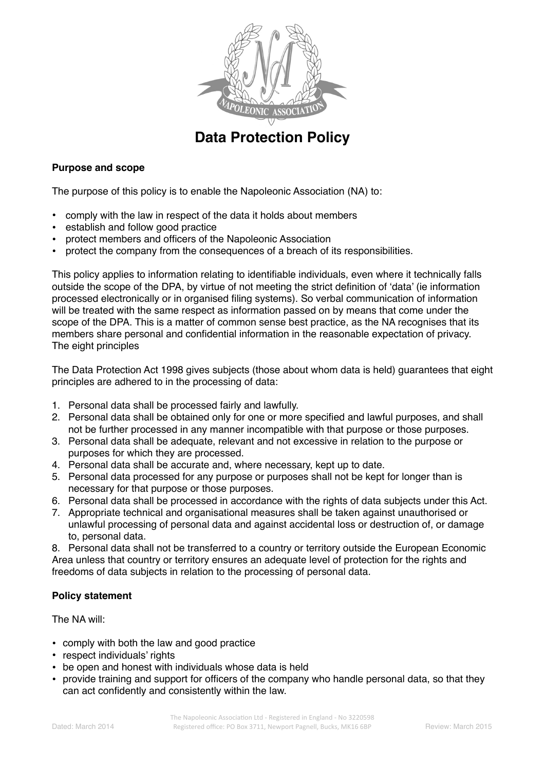# Data Protection Policy

**Purpose and scope**

The purpose of this policy is to enable the Napoleonic Association (NA) to:

- comply with the law in respect of the data it holds about members
- establish and follow good practice
- protect members and officers of the Napoleonic Association
- protect the company from the consequences of a breach of its responsibilities.

This policy applies to information relating to identifiable individuals, even where it technically falls outside the scope of the DPA, by virtue of not meeting the strict definition of 'data' (ie information processed electronically or in organised filing systems). So verbal communication of information will be treated with the same respect as information passed on by means that come under the scope of the DPA. This is a matter of common sense best practice, as the NA recognises that its members share personal and confidential information in the reasonable expectation of privacy.
The eight principles

The Data Protection Act 1998 gives subjects (those about whom data is held) guarantees that eight principles are adhered to in the processing of data:

1. Personal data shall be processed fairly and lawfully.
2. Personal data shall be obtained only for one or more specified and lawful purposes, and shall not be further processed in any manner incompatible with that purpose or those purposes.
3. Personal data shall be adequate, relevant and not excessive in relation to the purpose or purposes for which they are processed.
4. Personal data shall be accurate and, where necessary, kept up to date.
5. Personal data processed for any purpose or purposes shall not be kept for longer than is necessary for that purpose or those purposes.
6. Personal data shall be processed in accordance with the rights of data subjects under this Act.
7. Appropriate technical and organisational measures shall be taken against unauthorised or unlawful processing of personal data and against accidental loss or destruction of, or damage to, personal data.
8. Personal data shall not be transferred to a country or territory outside the European Economic Area unless that country or territory ensures an adequate level of protection for the rights and freedoms of data subjects in relation to the processing of personal data.

**Policy statement**

The NA will:

- comply with both the law and good practice
- respect individuals' rights
- be open and honest with individuals whose data is held
- provide training and support for officers of the company who handle personal data, so that they can act confidently and consistently within the law.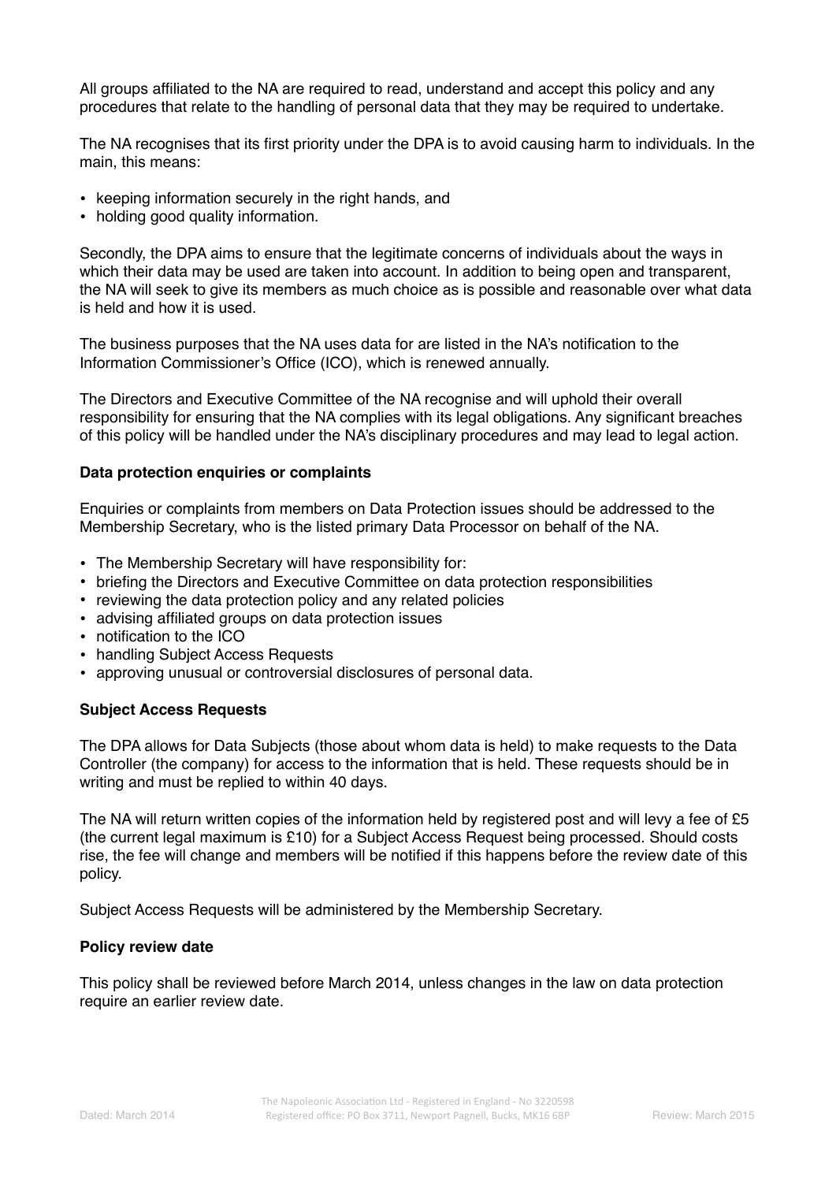All groups affiliated to the NA are required to read, understand and accept this policy and any procedures that relate to the handling of personal data that they may be required to undertake.

The NA recognises that its first priority under the DPA is to avoid causing harm to individuals. In the main, this means:

- keeping information securely in the right hands, and
- holding good quality information.

Secondly, the DPA aims to ensure that the legitimate concerns of individuals about the ways in which their data may be used are taken into account. In addition to being open and transparent, the NA will seek to give its members as much choice as is possible and reasonable over what data is held and how it is used.

The business purposes that the NA uses data for are listed in the NA's notification to the Information Commissioner's Office (ICO), which is renewed annually.

The Directors and Executive Committee of the NA recognise and will uphold their overall responsibility for ensuring that the NA complies with its legal obligations. Any significant breaches of this policy will be handled under the NA's disciplinary procedures and may lead to legal action.

**Data protection enquiries or complaints**

Enquiries or complaints from members on Data Protection issues should be addressed to the Membership Secretary, who is the listed primary Data Processor on behalf of the NA.

- The Membership Secretary will have responsibility for:
- briefing the Directors and Executive Committee on data protection responsibilities
- reviewing the data protection policy and any related policies
- advising affiliated groups on data protection issues
- notification to the ICO
- handling Subject Access Requests
- approving unusual or controversial disclosures of personal data.

**Subject Access Requests**

The DPA allows for Data Subjects (those about whom data is held) to make requests to the Data Controller (the company) for access to the information that is held. These requests should be in writing and must be replied to within 40 days.

The NA will return written copies of the information held by registered post and will levy a fee of £5 (the current legal maximum is £10) for a Subject Access Request being processed. Should costs rise, the fee will change and members will be notified if this happens before the review date of this policy.

Subject Access Requests will be administered by the Membership Secretary.

**Policy review date**

This policy shall be reviewed before March 2014, unless changes in the law on data protection require an earlier review date.